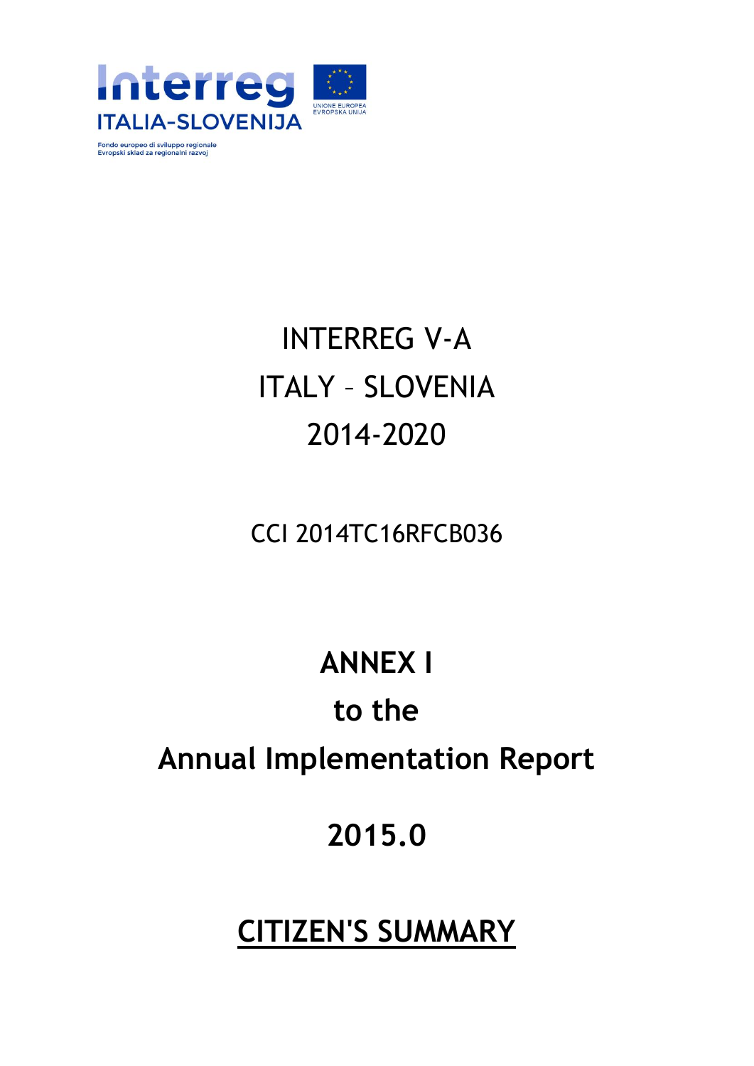Interreg
ITALIA-SLOVENIJA

UNIONE EUROPEA
EVROPSKA UNIJA

Fondo europeo di sviluppo regionale
Evropski sklad za regionalni razvoj

# INTERREG V-A
# ITALY – SLOVENIA
# 2014-2020

CCI 2014TC16RFCB036

# ANNEX I
# to the
# Annual Implementation Report

# 2015.0

# CITIZEN'S SUMMARY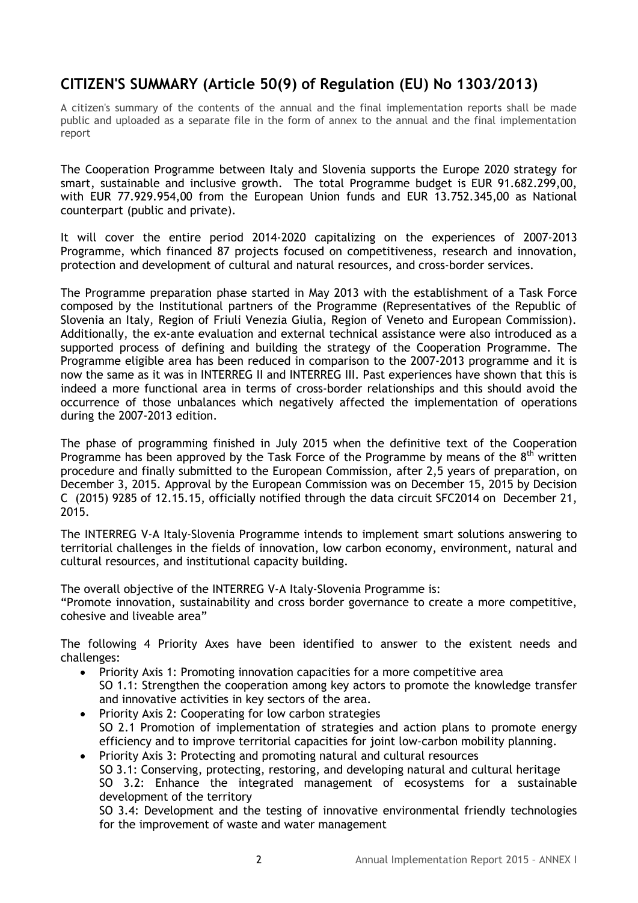## CITIZEN'S SUMMARY (Article 50(9) of Regulation (EU) No 1303/2013)

A citizen's summary of the contents of the annual and the final implementation reports shall be made public and uploaded as a separate file in the form of annex to the annual and the final implementation report

The Cooperation Programme between Italy and Slovenia supports the Europe 2020 strategy for smart, sustainable and inclusive growth. The total Programme budget is EUR 91.682.299,00, with EUR 77.929.954,00 from the European Union funds and EUR 13.752.345,00 as National counterpart (public and private).

It will cover the entire period 2014-2020 capitalizing on the experiences of 2007-2013 Programme, which financed 87 projects focused on competitiveness, research and innovation, protection and development of cultural and natural resources, and cross-border services.

The Programme preparation phase started in May 2013 with the establishment of a Task Force composed by the Institutional partners of the Programme (Representatives of the Republic of Slovenia an Italy, Region of Friuli Venezia Giulia, Region of Veneto and European Commission). Additionally, the ex-ante evaluation and external technical assistance were also introduced as a supported process of defining and building the strategy of the Cooperation Programme. The Programme eligible area has been reduced in comparison to the 2007-2013 programme and it is now the same as it was in INTERREG II and INTERREG III. Past experiences have shown that this is indeed a more functional area in terms of cross-border relationships and this should avoid the occurrence of those unbalances which negatively affected the implementation of operations during the 2007-2013 edition.

The phase of programming finished in July 2015 when the definitive text of the Cooperation Programme has been approved by the Task Force of the Programme by means of the 8th written procedure and finally submitted to the European Commission, after 2,5 years of preparation, on December 3, 2015. Approval by the European Commission was on December 15, 2015 by Decision C (2015) 9285 of 12.15.15, officially notified through the data circuit SFC2014 on December 21, 2015.

The INTERREG V-A Italy-Slovenia Programme intends to implement smart solutions answering to territorial challenges in the fields of innovation, low carbon economy, environment, natural and cultural resources, and institutional capacity building.

The overall objective of the INTERREG V-A Italy-Slovenia Programme is:
"Promote innovation, sustainability and cross border governance to create a more competitive, cohesive and liveable area"

The following 4 Priority Axes have been identified to answer to the existent needs and challenges:

- Priority Axis 1: Promoting innovation capacities for a more competitive area
  SO 1.1: Strengthen the cooperation among key actors to promote the knowledge transfer and innovative activities in key sectors of the area.
- Priority Axis 2: Cooperating for low carbon strategies
  SO 2.1 Promotion of implementation of strategies and action plans to promote energy efficiency and to improve territorial capacities for joint low-carbon mobility planning.
- Priority Axis 3: Protecting and promoting natural and cultural resources
  SO 3.1: Conserving, protecting, restoring, and developing natural and cultural heritage
  SO 3.2: Enhance the integrated management of ecosystems for a sustainable development of the territory
  SO 3.4: Development and the testing of innovative environmental friendly technologies for the improvement of waste and water management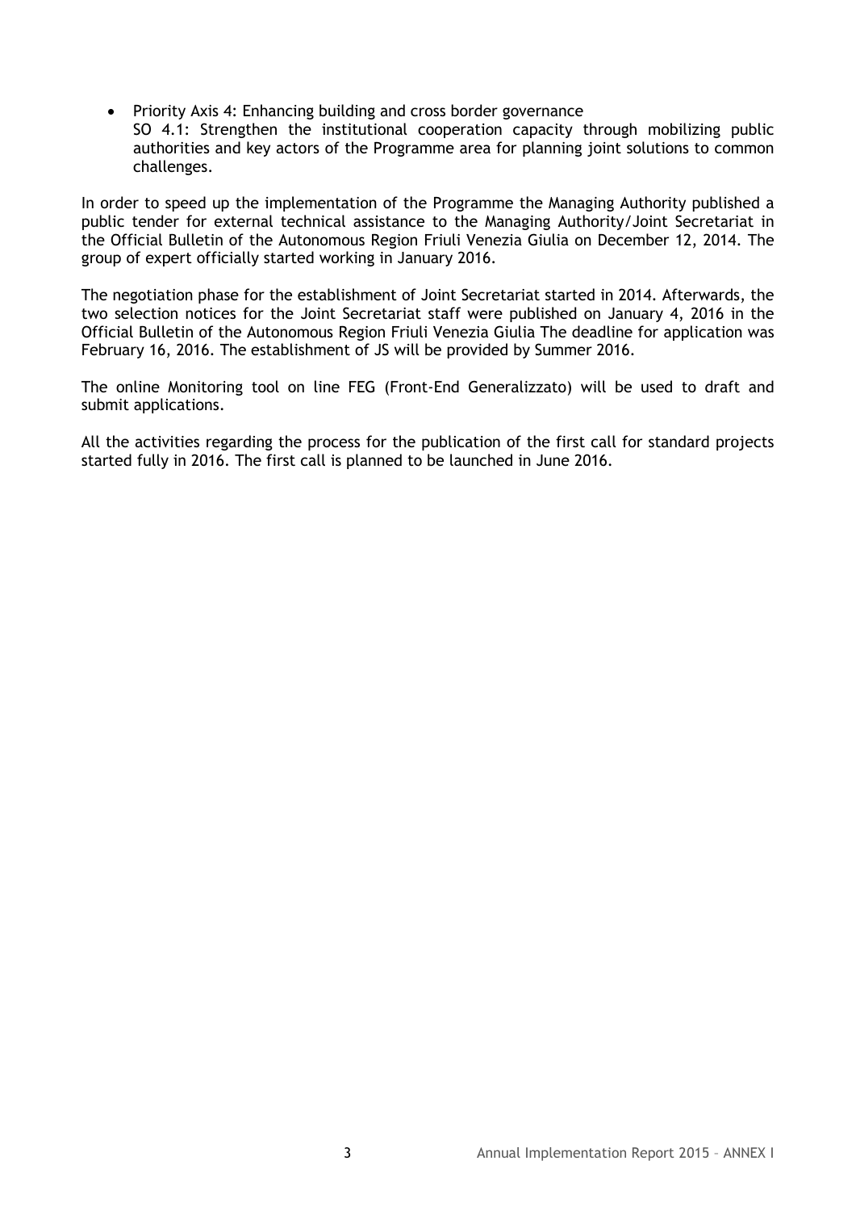- Priority Axis 4: Enhancing building and cross border governance
  SO 4.1: Strengthen the institutional cooperation capacity through mobilizing public authorities and key actors of the Programme area for planning joint solutions to common challenges.

In order to speed up the implementation of the Programme the Managing Authority published a public tender for external technical assistance to the Managing Authority/Joint Secretariat in the Official Bulletin of the Autonomous Region Friuli Venezia Giulia on December 12, 2014. The group of expert officially started working in January 2016.

The negotiation phase for the establishment of Joint Secretariat started in 2014. Afterwards, the two selection notices for the Joint Secretariat staff were published on January 4, 2016 in the Official Bulletin of the Autonomous Region Friuli Venezia Giulia The deadline for application was February 16, 2016. The establishment of JS will be provided by Summer 2016.

The online Monitoring tool on line FEG (Front-End Generalizzato) will be used to draft and submit applications.

All the activities regarding the process for the publication of the first call for standard projects started fully in 2016. The first call is planned to be launched in June 2016.